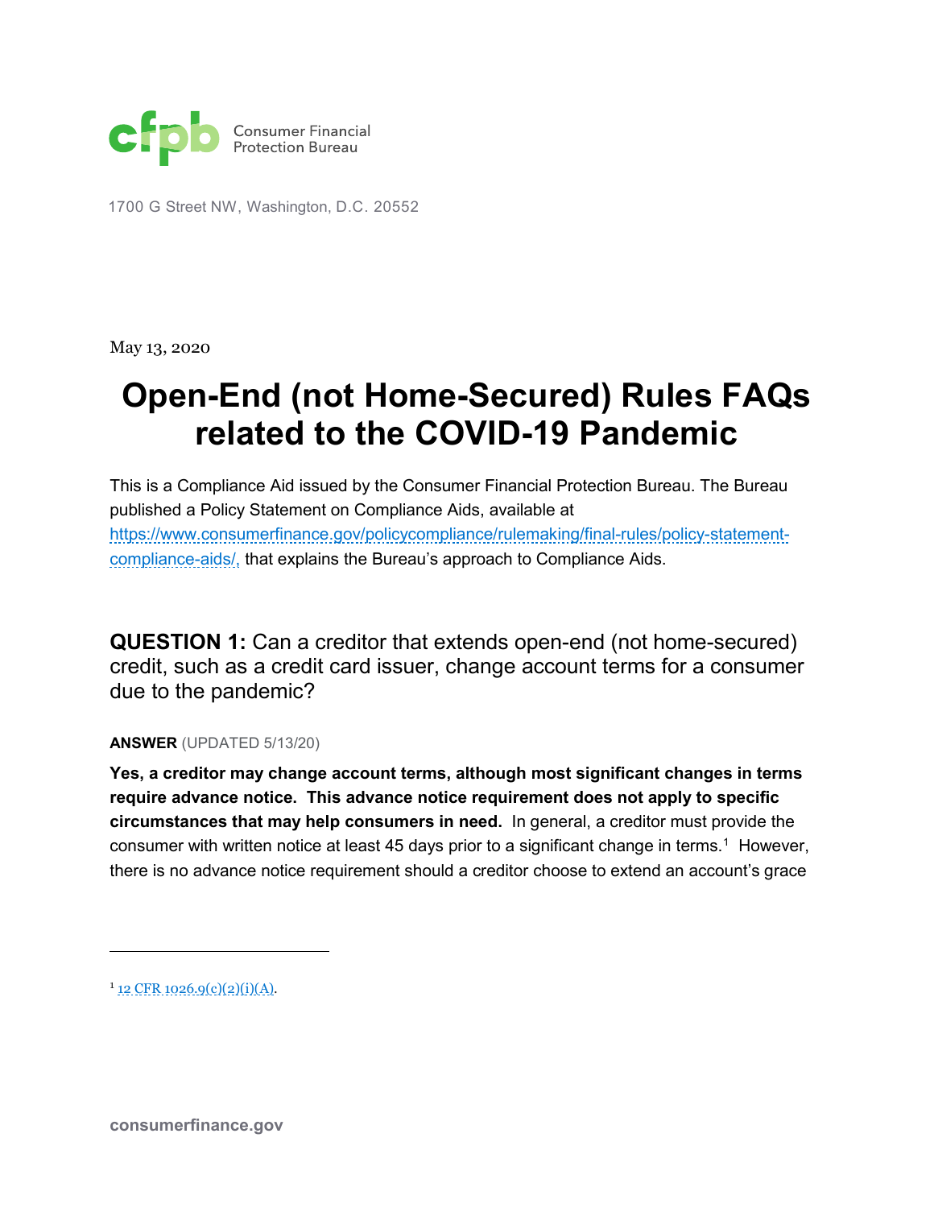Consumer Financial Protection Bureau

1700 G Street NW, Washington, D.C. 20552

May 13, 2020

# Open-End (not Home-Secured) Rules FAQs related to the COVID-19 Pandemic

This is a Compliance Aid issued by the Consumer Financial Protection Bureau. The Bureau published a Policy Statement on Compliance Aids, available at https://www.consumerfinance.gov/policycompliance/rulemaking/final-rules/policy-statement-compliance-aids/, that explains the Bureau's approach to Compliance Aids.

## QUESTION 1: Can a creditor that extends open-end (not home-secured) credit, such as a credit card issuer, change account terms for a consumer due to the pandemic?

**ANSWER** (UPDATED 5/13/20)

**Yes, a creditor may change account terms, although most significant changes in terms require advance notice. This advance notice requirement does not apply to specific circumstances that may help consumers in need.** In general, a creditor must provide the consumer with written notice at least 45 days prior to a significant change in terms.[1] However, there is no advance notice requirement should a creditor choose to extend an account's grace

[1] 12 CFR 1026.9(c)(2)(i)(A).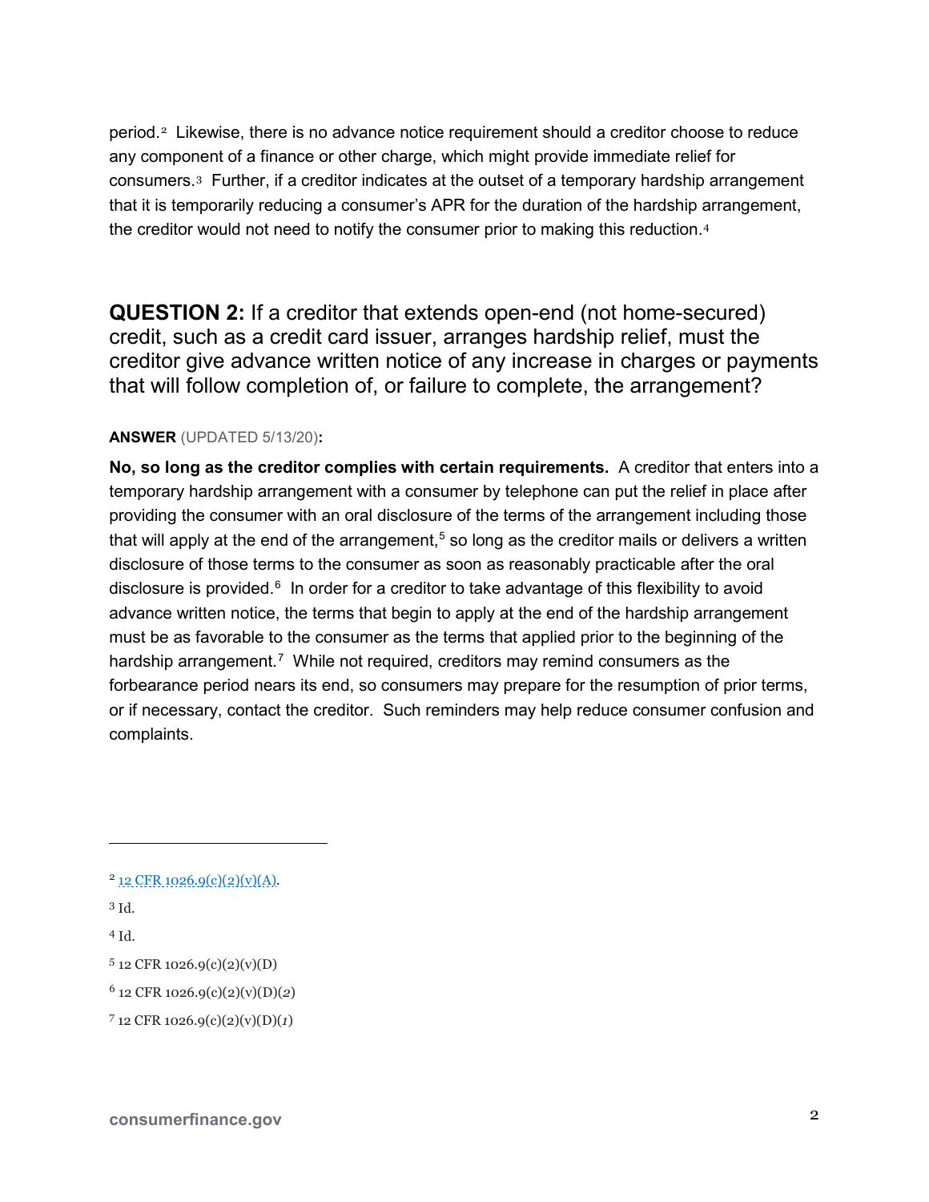period.[2] Likewise, there is no advance notice requirement should a creditor choose to reduce any component of a finance or other charge, which might provide immediate relief for consumers.[3] Further, if a creditor indicates at the outset of a temporary hardship arrangement that it is temporarily reducing a consumer's APR for the duration of the hardship arrangement, the creditor would not need to notify the consumer prior to making this reduction.[4]

## **QUESTION 2:** If a creditor that extends open-end (not home-secured) credit, such as a credit card issuer, arranges hardship relief, must the creditor give advance written notice of any increase in charges or payments that will follow completion of, or failure to complete, the arrangement?

**ANSWER** (UPDATED 5/13/20)**:**

**No, so long as the creditor complies with certain requirements.** A creditor that enters into a temporary hardship arrangement with a consumer by telephone can put the relief in place after providing the consumer with an oral disclosure of the terms of the arrangement including those that will apply at the end of the arrangement,[5] so long as the creditor mails or delivers a written disclosure of those terms to the consumer as soon as reasonably practicable after the oral disclosure is provided.[6] In order for a creditor to take advantage of this flexibility to avoid advance written notice, the terms that begin to apply at the end of the hardship arrangement must be as favorable to the consumer as the terms that applied prior to the beginning of the hardship arrangement.[7] While not required, creditors may remind consumers as the forbearance period nears its end, so consumers may prepare for the resumption of prior terms, or if necessary, contact the creditor. Such reminders may help reduce consumer confusion and complaints.

---

[2] 12 CFR 1026.9(c)(2)(v)(A).

[3] Id.

[4] Id.

[5] 12 CFR 1026.9(c)(2)(v)(D)

[6] 12 CFR 1026.9(c)(2)(v)(D)(*2*)

[7] 12 CFR 1026.9(c)(2)(v)(D)(*1*)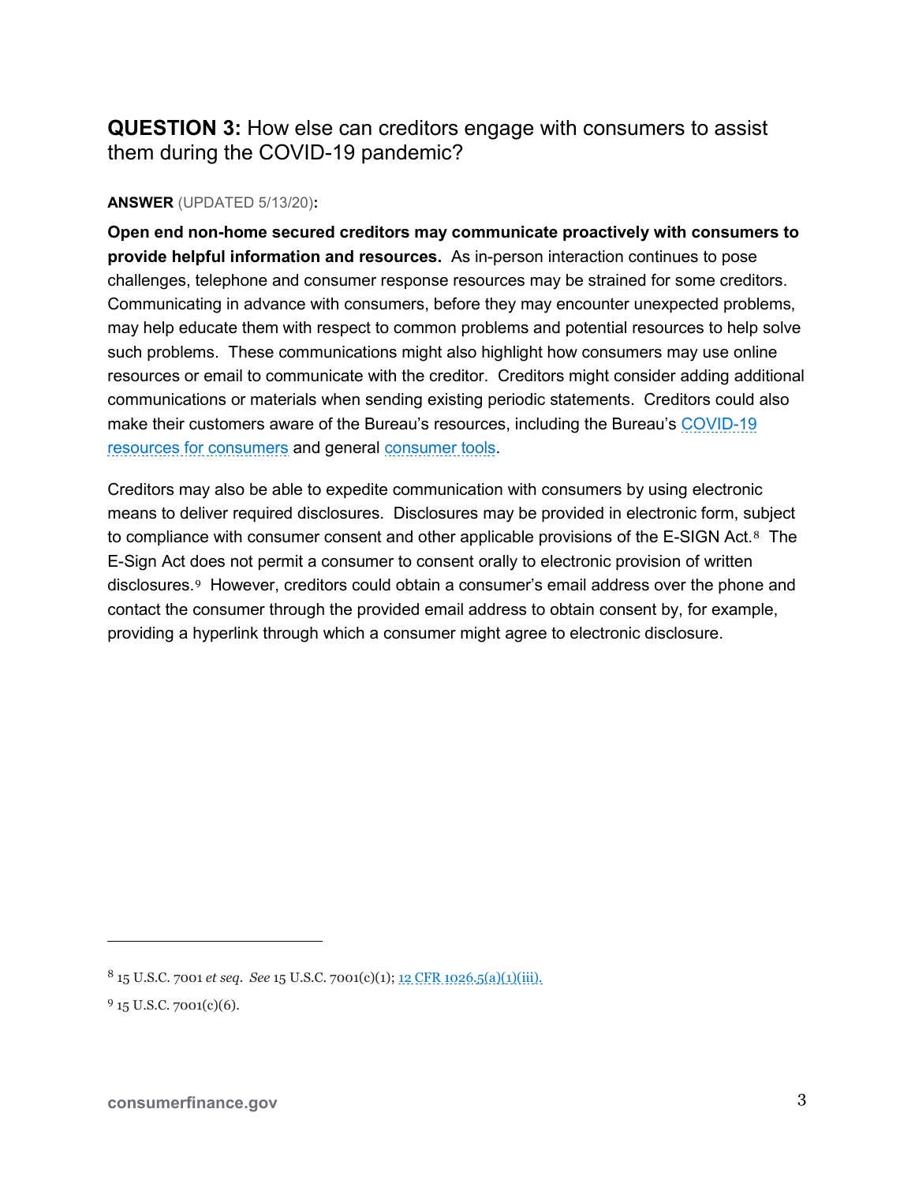## **QUESTION 3:** How else can creditors engage with consumers to assist them during the COVID-19 pandemic?

**ANSWER** (UPDATED 5/13/20)**:**

**Open end non-home secured creditors may communicate proactively with consumers to provide helpful information and resources.** As in-person interaction continues to pose challenges, telephone and consumer response resources may be strained for some creditors. Communicating in advance with consumers, before they may encounter unexpected problems, may help educate them with respect to common problems and potential resources to help solve such problems. These communications might also highlight how consumers may use online resources or email to communicate with the creditor. Creditors might consider adding additional communications or materials when sending existing periodic statements. Creditors could also make their customers aware of the Bureau's resources, including the Bureau's COVID-19 resources for consumers and general consumer tools.

Creditors may also be able to expedite communication with consumers by using electronic means to deliver required disclosures. Disclosures may be provided in electronic form, subject to compliance with consumer consent and other applicable provisions of the E-SIGN Act.[8] The E-Sign Act does not permit a consumer to consent orally to electronic provision of written disclosures.[9] However, creditors could obtain a consumer's email address over the phone and contact the consumer through the provided email address to obtain consent by, for example, providing a hyperlink through which a consumer might agree to electronic disclosure.

---

[8] 15 U.S.C. 7001 *et seq*. *See* 15 U.S.C. 7001(c)(1); 12 CFR 1026.5(a)(1)(iii).

[9] 15 U.S.C. 7001(c)(6).